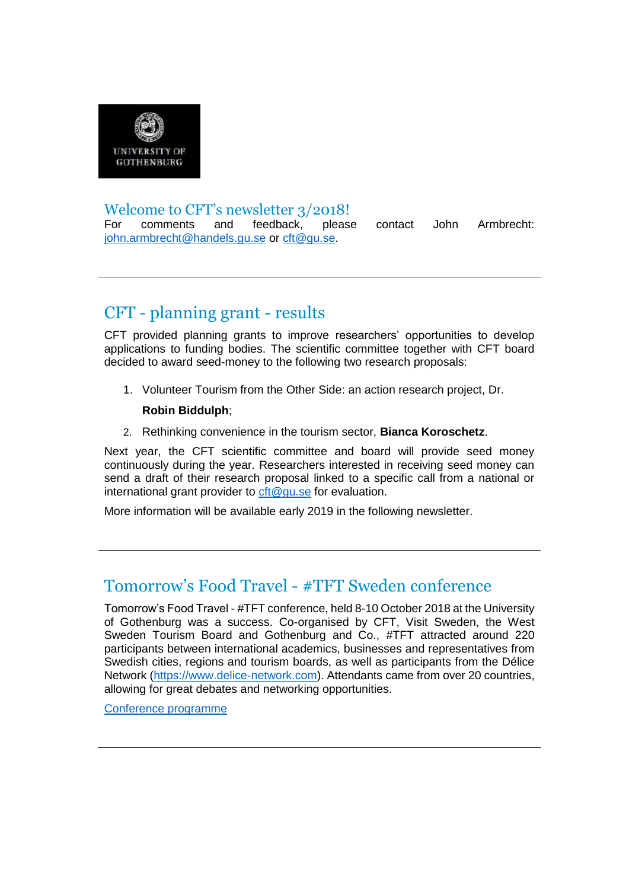## Welcome to CFT's newsletter 3/2018!

For comments and feedback, please contact John Armbrecht: john.armbrecht@handels.gu.se or cft@gu.se.

---

## CFT - planning grant - results

CFT provided planning grants to improve researchers' opportunities to develop applications to funding bodies. The scientific committee together with CFT board decided to award seed-money to the following two research proposals:

1. Volunteer Tourism from the Other Side: an action research project, Dr. **Robin Biddulph**;
2. Rethinking convenience in the tourism sector, **Bianca Koroschetz**.

Next year, the CFT scientific committee and board will provide seed money continuously during the year. Researchers interested in receiving seed money can send a draft of their research proposal linked to a specific call from a national or international grant provider to cft@gu.se for evaluation.

More information will be available early 2019 in the following newsletter.

---

## Tomorrow's Food Travel - #TFT Sweden conference

Tomorrow's Food Travel - #TFT conference, held 8-10 October 2018 at the University of Gothenburg was a success. Co-organised by CFT, Visit Sweden, the West Sweden Tourism Board and Gothenburg and Co., #TFT attracted around 220 participants between international academics, businesses and representatives from Swedish cities, regions and tourism boards, as well as participants from the Délice Network (https://www.delice-network.com). Attendants came from over 20 countries, allowing for great debates and networking opportunities.

Conference programme

---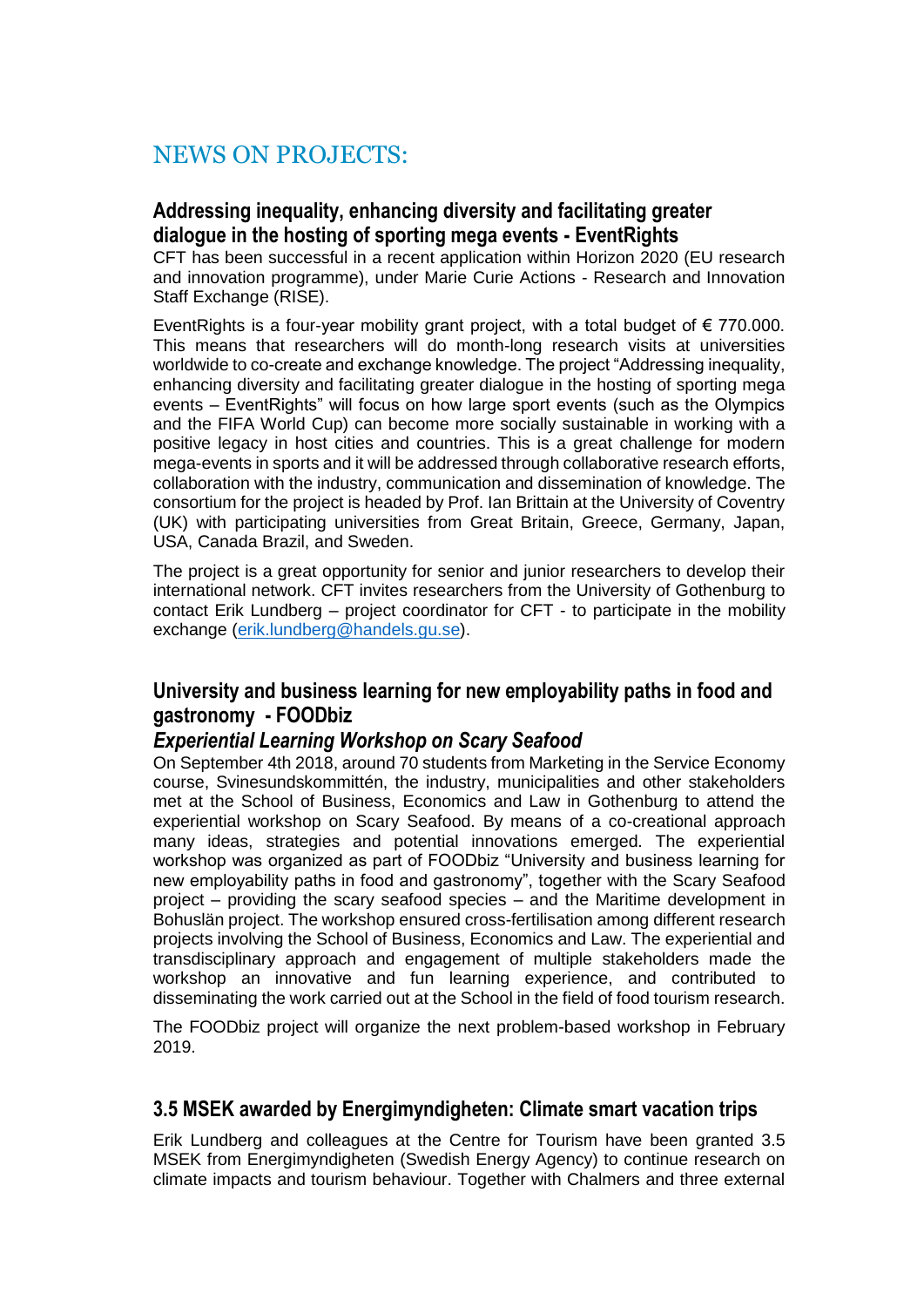# NEWS ON PROJECTS:

## Addressing inequality, enhancing diversity and facilitating greater dialogue in the hosting of sporting mega events - EventRights

CFT has been successful in a recent application within Horizon 2020 (EU research and innovation programme), under Marie Curie Actions - Research and Innovation Staff Exchange (RISE).

EventRights is a four-year mobility grant project, with a total budget of € 770.000. This means that researchers will do month-long research visits at universities worldwide to co-create and exchange knowledge. The project "Addressing inequality, enhancing diversity and facilitating greater dialogue in the hosting of sporting mega events – EventRights" will focus on how large sport events (such as the Olympics and the FIFA World Cup) can become more socially sustainable in working with a positive legacy in host cities and countries. This is a great challenge for modern mega-events in sports and it will be addressed through collaborative research efforts, collaboration with the industry, communication and dissemination of knowledge. The consortium for the project is headed by Prof. Ian Brittain at the University of Coventry (UK) with participating universities from Great Britain, Greece, Germany, Japan, USA, Canada Brazil, and Sweden.

The project is a great opportunity for senior and junior researchers to develop their international network. CFT invites researchers from the University of Gothenburg to contact Erik Lundberg – project coordinator for CFT - to participate in the mobility exchange (erik.lundberg@handels.gu.se).

## University and business learning for new employability paths in food and gastronomy - FOODbiz

### *Experiential Learning Workshop on Scary Seafood*

On September 4th 2018, around 70 students from Marketing in the Service Economy course, Svinesundskommittén, the industry, municipalities and other stakeholders met at the School of Business, Economics and Law in Gothenburg to attend the experiential workshop on Scary Seafood. By means of a co-creational approach many ideas, strategies and potential innovations emerged. The experiential workshop was organized as part of FOODbiz "University and business learning for new employability paths in food and gastronomy", together with the Scary Seafood project – providing the scary seafood species – and the Maritime development in Bohuslän project. The workshop ensured cross-fertilisation among different research projects involving the School of Business, Economics and Law. The experiential and transdisciplinary approach and engagement of multiple stakeholders made the workshop an innovative and fun learning experience, and contributed to disseminating the work carried out at the School in the field of food tourism research.

The FOODbiz project will organize the next problem-based workshop in February 2019.

## 3.5 MSEK awarded by Energimyndigheten: Climate smart vacation trips

Erik Lundberg and colleagues at the Centre for Tourism have been granted 3.5 MSEK from Energimyndigheten (Swedish Energy Agency) to continue research on climate impacts and tourism behaviour. Together with Chalmers and three external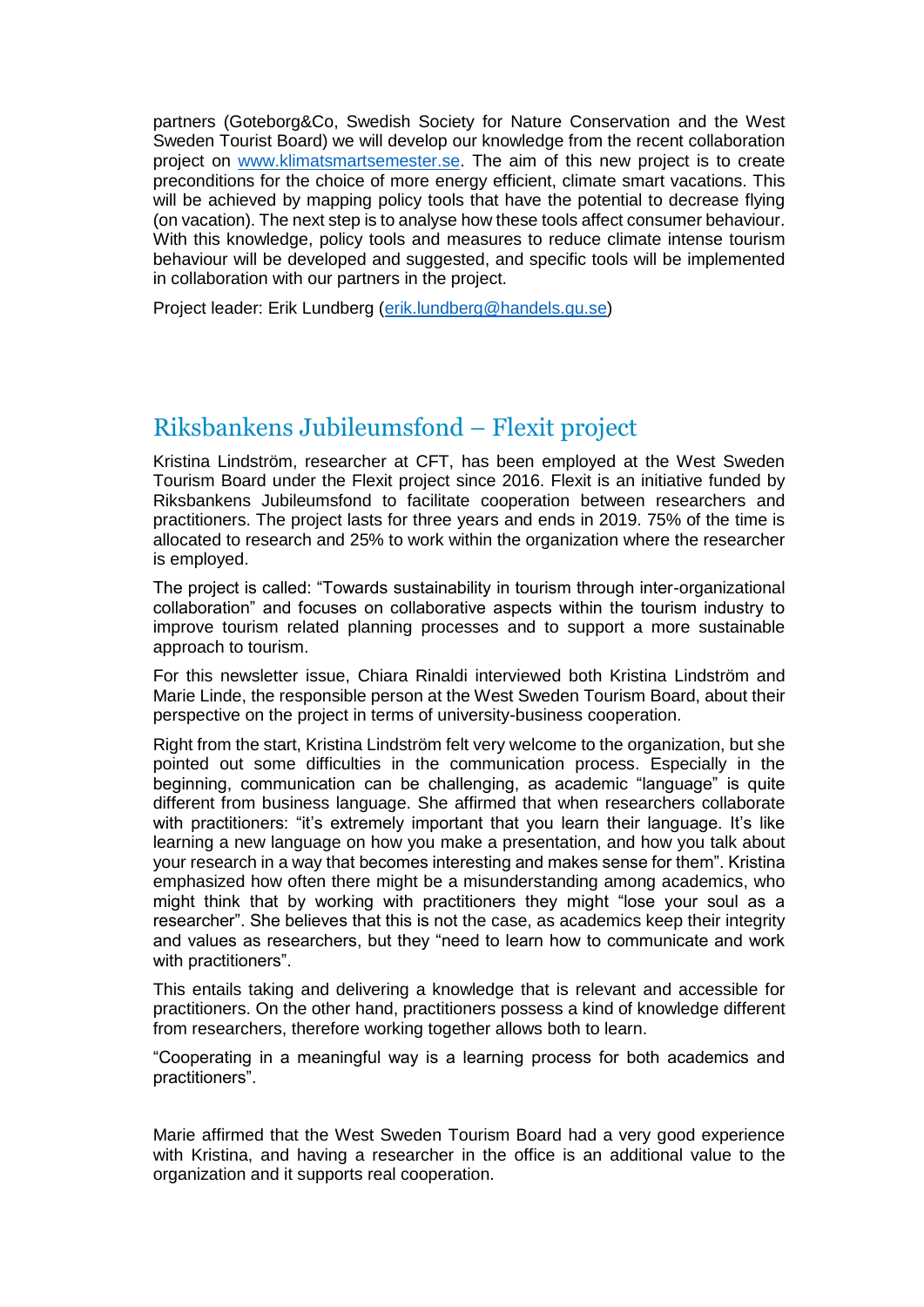partners (Goteborg&Co, Swedish Society for Nature Conservation and the West Sweden Tourist Board) we will develop our knowledge from the recent collaboration project on [www.klimatsmartsemester.se](http://www.klimatsmartsemester.se). The aim of this new project is to create preconditions for the choice of more energy efficient, climate smart vacations. This will be achieved by mapping policy tools that have the potential to decrease flying (on vacation). The next step is to analyse how these tools affect consumer behaviour. With this knowledge, policy tools and measures to reduce climate intense tourism behaviour will be developed and suggested, and specific tools will be implemented in collaboration with our partners in the project.

Project leader: Erik Lundberg ([erik.lundberg@handels.gu.se](mailto:erik.lundberg@handels.gu.se))

## Riksbankens Jubileumsfond – Flexit project

Kristina Lindström, researcher at CFT, has been employed at the West Sweden Tourism Board under the Flexit project since 2016. Flexit is an initiative funded by Riksbankens Jubileumsfond to facilitate cooperation between researchers and practitioners. The project lasts for three years and ends in 2019. 75% of the time is allocated to research and 25% to work within the organization where the researcher is employed.

The project is called: "Towards sustainability in tourism through inter-organizational collaboration" and focuses on collaborative aspects within the tourism industry to improve tourism related planning processes and to support a more sustainable approach to tourism.

For this newsletter issue, Chiara Rinaldi interviewed both Kristina Lindström and Marie Linde, the responsible person at the West Sweden Tourism Board, about their perspective on the project in terms of university-business cooperation.

Right from the start, Kristina Lindström felt very welcome to the organization, but she pointed out some difficulties in the communication process. Especially in the beginning, communication can be challenging, as academic "language" is quite different from business language. She affirmed that when researchers collaborate with practitioners: "it's extremely important that you learn their language. It's like learning a new language on how you make a presentation, and how you talk about your research in a way that becomes interesting and makes sense for them". Kristina emphasized how often there might be a misunderstanding among academics, who might think that by working with practitioners they might "lose your soul as a researcher". She believes that this is not the case, as academics keep their integrity and values as researchers, but they "need to learn how to communicate and work with practitioners".

This entails taking and delivering a knowledge that is relevant and accessible for practitioners. On the other hand, practitioners possess a kind of knowledge different from researchers, therefore working together allows both to learn.

"Cooperating in a meaningful way is a learning process for both academics and practitioners".

Marie affirmed that the West Sweden Tourism Board had a very good experience with Kristina, and having a researcher in the office is an additional value to the organization and it supports real cooperation.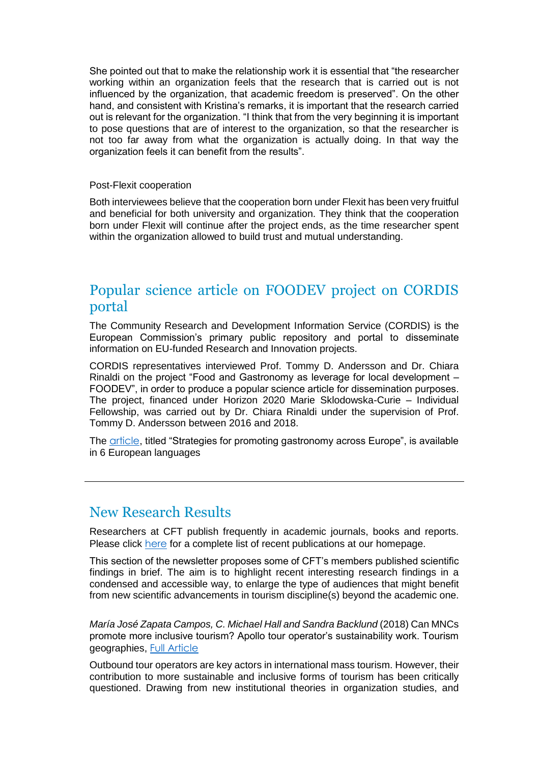She pointed out that to make the relationship work it is essential that "the researcher working within an organization feels that the research that is carried out is not influenced by the organization, that academic freedom is preserved". On the other hand, and consistent with Kristina's remarks, it is important that the research carried out is relevant for the organization. "I think that from the very beginning it is important to pose questions that are of interest to the organization, so that the researcher is not too far away from what the organization is actually doing. In that way the organization feels it can benefit from the results".

Post-Flexit cooperation

Both interviewees believe that the cooperation born under Flexit has been very fruitful and beneficial for both university and organization. They think that the cooperation born under Flexit will continue after the project ends, as the time researcher spent within the organization allowed to build trust and mutual understanding.

## Popular science article on FOODEV project on CORDIS portal

The Community Research and Development Information Service (CORDIS) is the European Commission's primary public repository and portal to disseminate information on EU-funded Research and Innovation projects.

CORDIS representatives interviewed Prof. Tommy D. Andersson and Dr. Chiara Rinaldi on the project "Food and Gastronomy as leverage for local development – FOODEV", in order to produce a popular science article for dissemination purposes. The project, financed under Horizon 2020 Marie Sklodowska-Curie – Individual Fellowship, was carried out by Dr. Chiara Rinaldi under the supervision of Prof. Tommy D. Andersson between 2016 and 2018.

The article, titled "Strategies for promoting gastronomy across Europe", is available in 6 European languages

---

## New Research Results

Researchers at CFT publish frequently in academic journals, books and reports. Please click here for a complete list of recent publications at our homepage.

This section of the newsletter proposes some of CFT's members published scientific findings in brief. The aim is to highlight recent interesting research findings in a condensed and accessible way, to enlarge the type of audiences that might benefit from new scientific advancements in tourism discipline(s) beyond the academic one.

*María José Zapata Campos, C. Michael Hall and Sandra Backlund* (2018) Can MNCs promote more inclusive tourism? Apollo tour operator's sustainability work. Tourism geographies, Full Article

Outbound tour operators are key actors in international mass tourism. However, their contribution to more sustainable and inclusive forms of tourism has been critically questioned. Drawing from new institutional theories in organization studies, and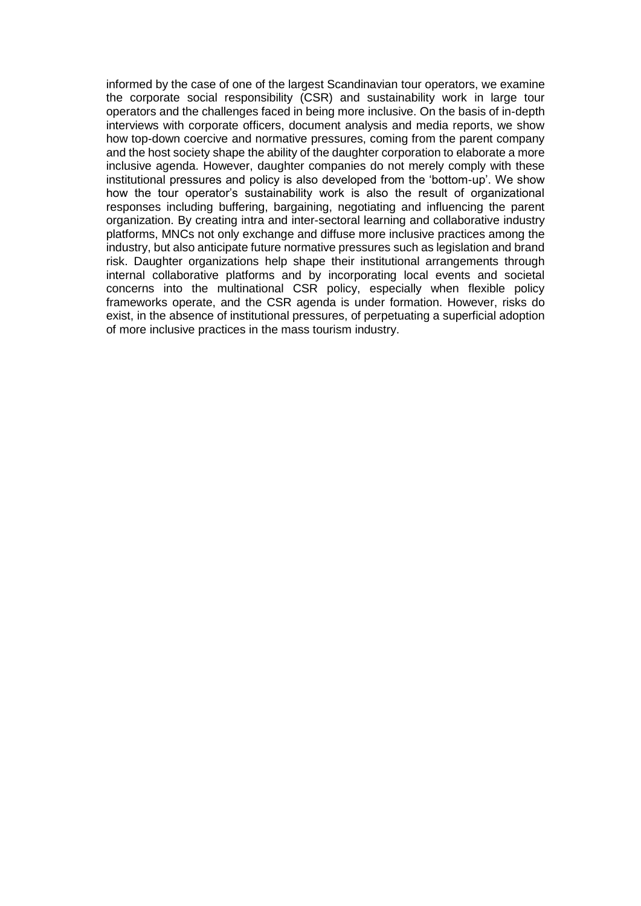informed by the case of one of the largest Scandinavian tour operators, we examine the corporate social responsibility (CSR) and sustainability work in large tour operators and the challenges faced in being more inclusive. On the basis of in-depth interviews with corporate officers, document analysis and media reports, we show how top-down coercive and normative pressures, coming from the parent company and the host society shape the ability of the daughter corporation to elaborate a more inclusive agenda. However, daughter companies do not merely comply with these institutional pressures and policy is also developed from the 'bottom-up'. We show how the tour operator's sustainability work is also the result of organizational responses including buffering, bargaining, negotiating and influencing the parent organization. By creating intra and inter-sectoral learning and collaborative industry platforms, MNCs not only exchange and diffuse more inclusive practices among the industry, but also anticipate future normative pressures such as legislation and brand risk. Daughter organizations help shape their institutional arrangements through internal collaborative platforms and by incorporating local events and societal concerns into the multinational CSR policy, especially when flexible policy frameworks operate, and the CSR agenda is under formation. However, risks do exist, in the absence of institutional pressures, of perpetuating a superficial adoption of more inclusive practices in the mass tourism industry.